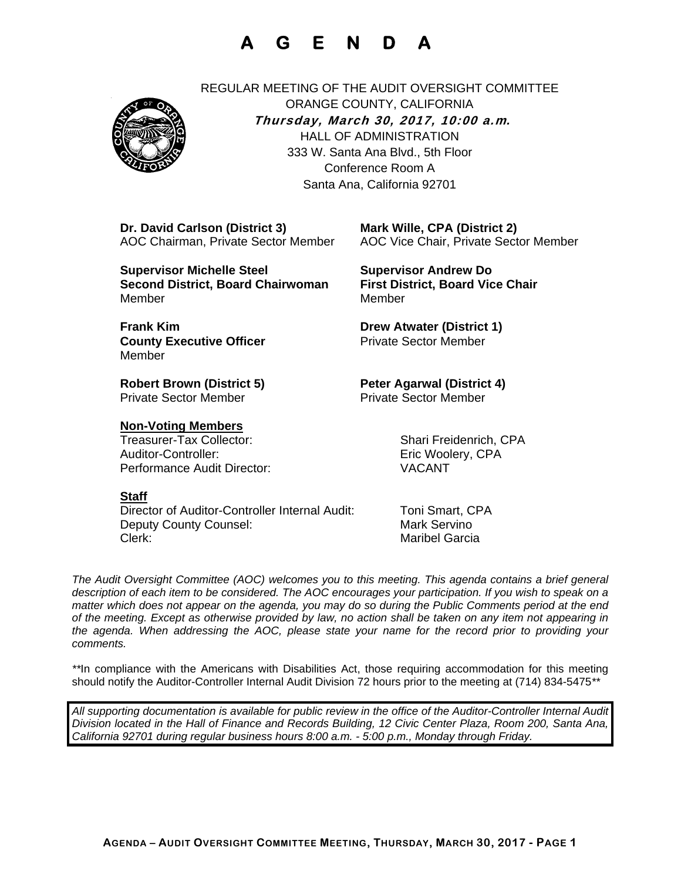# A G E N D A

REGULAR MEETING OF THE AUDIT OVERSIGHT COMMITTEE
ORANGE COUNTY, CALIFORNIA
***Thursday, March 30, 2017, 10:00 a.m.***
HALL OF ADMINISTRATION
333 W. Santa Ana Blvd., 5th Floor
Conference Room A
Santa Ana, California 92701

**Dr. David Carlson (District 3)**
AOC Chairman, Private Sector Member

**Mark Wille, CPA (District 2)**
AOC Vice Chair, Private Sector Member

**Supervisor Michelle Steel**
**Second District, Board Chairwoman**
Member

**Supervisor Andrew Do**
**First District, Board Vice Chair**
Member

**Frank Kim**
**County Executive Officer**
Member

**Drew Atwater (District 1)**
Private Sector Member

**Robert Brown (District 5)**
Private Sector Member

**Peter Agarwal (District 4)**
Private Sector Member

**Non-Voting Members**

Treasurer-Tax Collector: Shari Freidenrich, CPA
Auditor-Controller: Eric Woolery, CPA
Performance Audit Director: VACANT

**Staff**

Director of Auditor-Controller Internal Audit: Toni Smart, CPA
Deputy County Counsel: Mark Servino
Clerk: Maribel Garcia

*The Audit Oversight Committee (AOC) welcomes you to this meeting. This agenda contains a brief general description of each item to be considered. The AOC encourages your participation. If you wish to speak on a matter which does not appear on the agenda, you may do so during the Public Comments period at the end of the meeting. Except as otherwise provided by law, no action shall be taken on any item not appearing in the agenda. When addressing the AOC, please state your name for the record prior to providing your comments.*

*\*\*In compliance with the Americans with Disabilities Act, those requiring accommodation for this meeting should notify the Auditor-Controller Internal Audit Division 72 hours prior to the meeting at (714) 834-5475\*\*

*All supporting documentation is available for public review in the office of the Auditor-Controller Internal Audit Division located in the Hall of Finance and Records Building, 12 Civic Center Plaza, Room 200, Santa Ana, California 92701 during regular business hours 8:00 a.m. - 5:00 p.m., Monday through Friday.*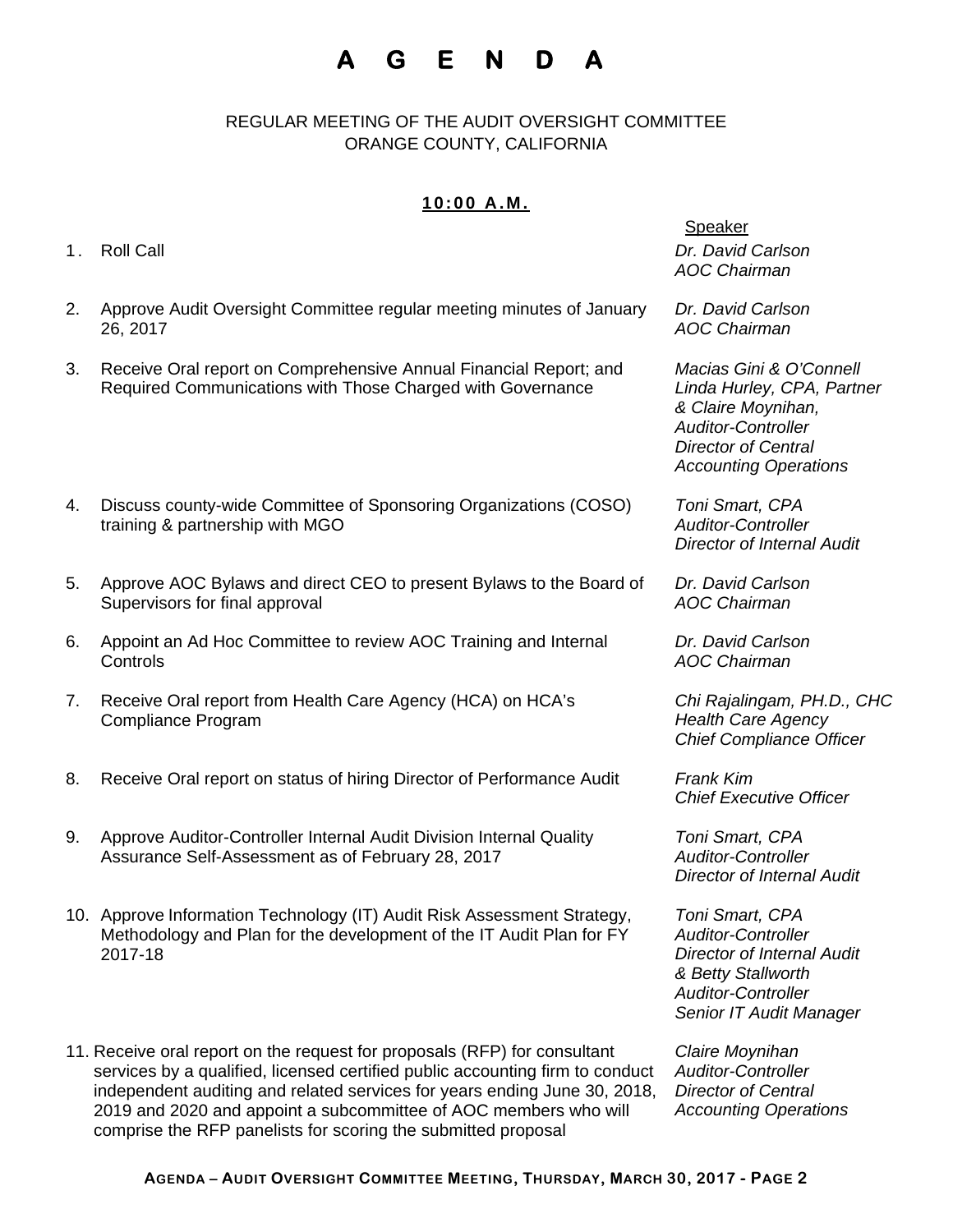# A G E N D A

REGULAR MEETING OF THE AUDIT OVERSIGHT COMMITTEE
ORANGE COUNTY, CALIFORNIA

**10:00 A.M.**

| # | Item | Speaker |
|---|---|---|
| 1. | Roll Call | *Dr. David Carlson AOC Chairman* |
| 2. | Approve Audit Oversight Committee regular meeting minutes of January 26, 2017 | *Dr. David Carlson AOC Chairman* |
| 3. | Receive Oral report on Comprehensive Annual Financial Report; and Required Communications with Those Charged with Governance | *Macias Gini & O'Connell Linda Hurley, CPA, Partner & Claire Moynihan, Auditor-Controller Director of Central Accounting Operations* |
| 4. | Discuss county-wide Committee of Sponsoring Organizations (COSO) training & partnership with MGO | *Toni Smart, CPA Auditor-Controller Director of Internal Audit* |
| 5. | Approve AOC Bylaws and direct CEO to present Bylaws to the Board of Supervisors for final approval | *Dr. David Carlson AOC Chairman* |
| 6. | Appoint an Ad Hoc Committee to review AOC Training and Internal Controls | *Dr. David Carlson AOC Chairman* |
| 7. | Receive Oral report from Health Care Agency (HCA) on HCA's Compliance Program | *Chi Rajalingam, PH.D., CHC Health Care Agency Chief Compliance Officer* |
| 8. | Receive Oral report on status of hiring Director of Performance Audit | *Frank Kim Chief Executive Officer* |
| 9. | Approve Auditor-Controller Internal Audit Division Internal Quality Assurance Self-Assessment as of February 28, 2017 | *Toni Smart, CPA Auditor-Controller Director of Internal Audit* |
| 10. | Approve Information Technology (IT) Audit Risk Assessment Strategy, Methodology and Plan for the development of the IT Audit Plan for FY 2017-18 | *Toni Smart, CPA Auditor-Controller Director of Internal Audit & Betty Stallworth Auditor-Controller Senior IT Audit Manager* |
| 11. | Receive oral report on the request for proposals (RFP) for consultant services by a qualified, licensed certified public accounting firm to conduct independent auditing and related services for years ending June 30, 2018, 2019 and 2020 and appoint a subcommittee of AOC members who will comprise the RFP panelists for scoring the submitted proposal | *Claire Moynihan Auditor-Controller Director of Central Accounting Operations* |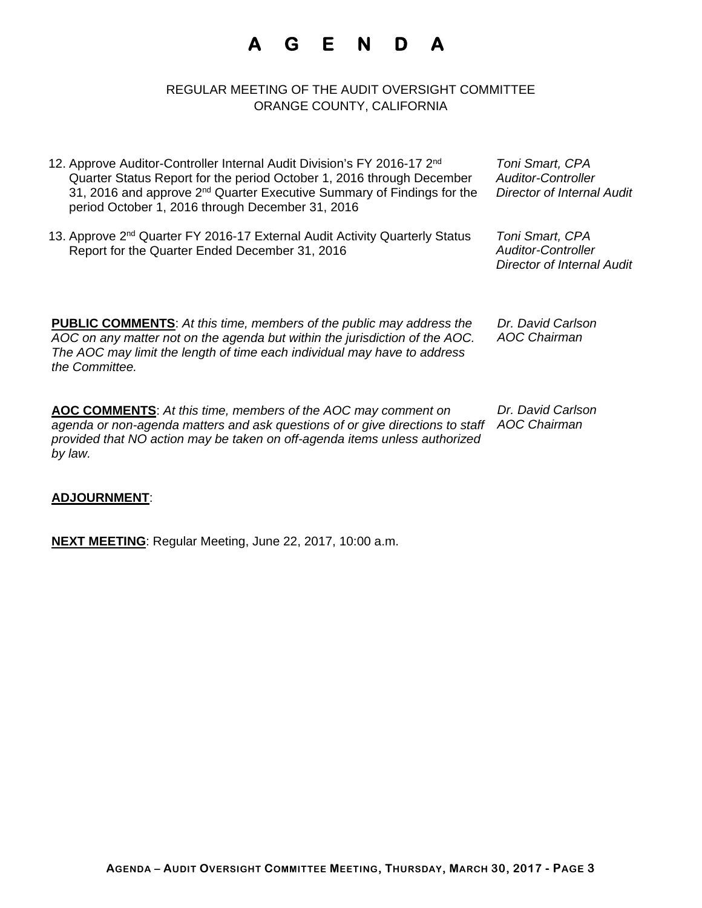# A G E N D A

REGULAR MEETING OF THE AUDIT OVERSIGHT COMMITTEE
ORANGE COUNTY, CALIFORNIA

12. Approve Auditor-Controller Internal Audit Division's FY 2016-17 2nd Quarter Status Report for the period October 1, 2016 through December 31, 2016 and approve 2nd Quarter Executive Summary of Findings for the period October 1, 2016 through December 31, 2016

    *Toni Smart, CPA*
    *Auditor-Controller*
    *Director of Internal Audit*

13. Approve 2nd Quarter FY 2016-17 External Audit Activity Quarterly Status Report for the Quarter Ended December 31, 2016

    *Toni Smart, CPA*
    *Auditor-Controller*
    *Director of Internal Audit*

**PUBLIC COMMENTS**: *At this time, members of the public may address the AOC on any matter not on the agenda but within the jurisdiction of the AOC. The AOC may limit the length of time each individual may have to address the Committee.*

*Dr. David Carlson*
*AOC Chairman*

**AOC COMMENTS**: *At this time, members of the AOC may comment on agenda or non-agenda matters and ask questions of or give directions to staff provided that NO action may be taken on off-agenda items unless authorized by law.*

*Dr. David Carlson*
*AOC Chairman*

**ADJOURNMENT**:

**NEXT MEETING**: Regular Meeting, June 22, 2017, 10:00 a.m.